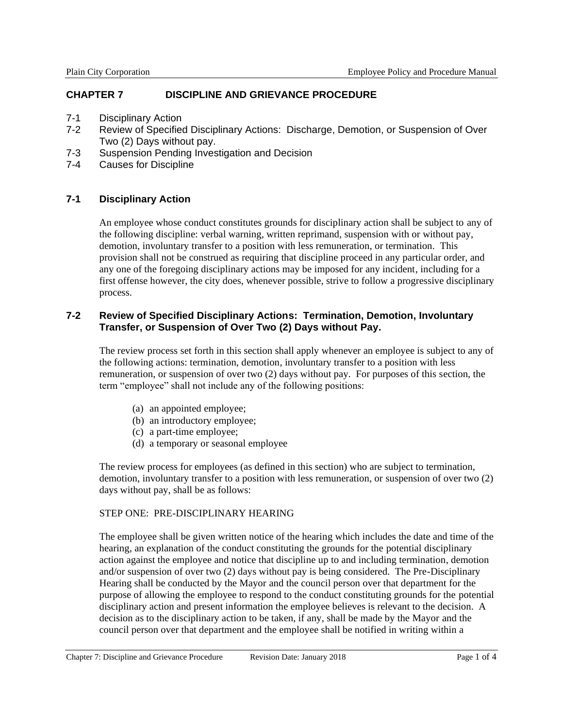## CHAPTER 7 DISCIPLINE AND GRIEVANCE PROCEDURE

7-1 Disciplinary Action
7-2 Review of Specified Disciplinary Actions: Discharge, Demotion, or Suspension of Over Two (2) Days without pay.
7-3 Suspension Pending Investigation and Decision
7-4 Causes for Discipline

### 7-1 Disciplinary Action

An employee whose conduct constitutes grounds for disciplinary action shall be subject to any of the following discipline: verbal warning, written reprimand, suspension with or without pay, demotion, involuntary transfer to a position with less remuneration, or termination. This provision shall not be construed as requiring that discipline proceed in any particular order, and any one of the foregoing disciplinary actions may be imposed for any incident, including for a first offense however, the city does, whenever possible, strive to follow a progressive disciplinary process.

### 7-2 Review of Specified Disciplinary Actions: Termination, Demotion, Involuntary Transfer, or Suspension of Over Two (2) Days without Pay.

The review process set forth in this section shall apply whenever an employee is subject to any of the following actions: termination, demotion, involuntary transfer to a position with less remuneration, or suspension of over two (2) days without pay. For purposes of this section, the term "employee" shall not include any of the following positions:

(a) an appointed employee;
(b) an introductory employee;
(c) a part-time employee;
(d) a temporary or seasonal employee

The review process for employees (as defined in this section) who are subject to termination, demotion, involuntary transfer to a position with less remuneration, or suspension of over two (2) days without pay, shall be as follows:

STEP ONE: PRE-DISCIPLINARY HEARING

The employee shall be given written notice of the hearing which includes the date and time of the hearing, an explanation of the conduct constituting the grounds for the potential disciplinary action against the employee and notice that discipline up to and including termination, demotion and/or suspension of over two (2) days without pay is being considered. The Pre-Disciplinary Hearing shall be conducted by the Mayor and the council person over that department for the purpose of allowing the employee to respond to the conduct constituting grounds for the potential disciplinary action and present information the employee believes is relevant to the decision. A decision as to the disciplinary action to be taken, if any, shall be made by the Mayor and the council person over that department and the employee shall be notified in writing within a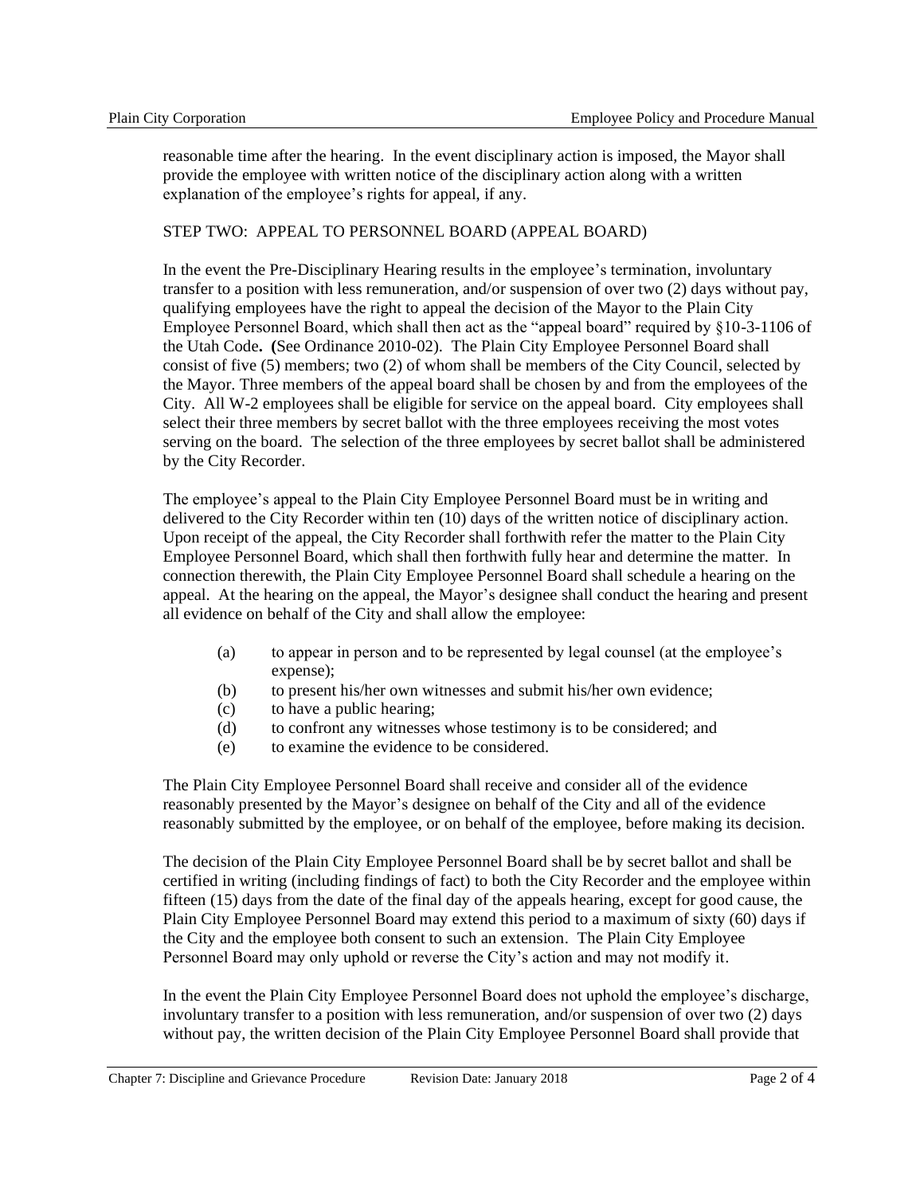reasonable time after the hearing. In the event disciplinary action is imposed, the Mayor shall provide the employee with written notice of the disciplinary action along with a written explanation of the employee's rights for appeal, if any.

STEP TWO: APPEAL TO PERSONNEL BOARD (APPEAL BOARD)

In the event the Pre-Disciplinary Hearing results in the employee's termination, involuntary transfer to a position with less remuneration, and/or suspension of over two (2) days without pay, qualifying employees have the right to appeal the decision of the Mayor to the Plain City Employee Personnel Board, which shall then act as the "appeal board" required by §10-3-1106 of the Utah Code**.** **(**See Ordinance 2010-02). The Plain City Employee Personnel Board shall consist of five (5) members; two (2) of whom shall be members of the City Council, selected by the Mayor. Three members of the appeal board shall be chosen by and from the employees of the City. All W-2 employees shall be eligible for service on the appeal board. City employees shall select their three members by secret ballot with the three employees receiving the most votes serving on the board. The selection of the three employees by secret ballot shall be administered by the City Recorder.

The employee's appeal to the Plain City Employee Personnel Board must be in writing and delivered to the City Recorder within ten (10) days of the written notice of disciplinary action. Upon receipt of the appeal, the City Recorder shall forthwith refer the matter to the Plain City Employee Personnel Board, which shall then forthwith fully hear and determine the matter. In connection therewith, the Plain City Employee Personnel Board shall schedule a hearing on the appeal. At the hearing on the appeal, the Mayor's designee shall conduct the hearing and present all evidence on behalf of the City and shall allow the employee:

(a) to appear in person and to be represented by legal counsel (at the employee's expense);
(b) to present his/her own witnesses and submit his/her own evidence;
(c) to have a public hearing;
(d) to confront any witnesses whose testimony is to be considered; and
(e) to examine the evidence to be considered.

The Plain City Employee Personnel Board shall receive and consider all of the evidence reasonably presented by the Mayor's designee on behalf of the City and all of the evidence reasonably submitted by the employee, or on behalf of the employee, before making its decision.

The decision of the Plain City Employee Personnel Board shall be by secret ballot and shall be certified in writing (including findings of fact) to both the City Recorder and the employee within fifteen (15) days from the date of the final day of the appeals hearing, except for good cause, the Plain City Employee Personnel Board may extend this period to a maximum of sixty (60) days if the City and the employee both consent to such an extension. The Plain City Employee Personnel Board may only uphold or reverse the City's action and may not modify it.

In the event the Plain City Employee Personnel Board does not uphold the employee's discharge, involuntary transfer to a position with less remuneration, and/or suspension of over two (2) days without pay, the written decision of the Plain City Employee Personnel Board shall provide that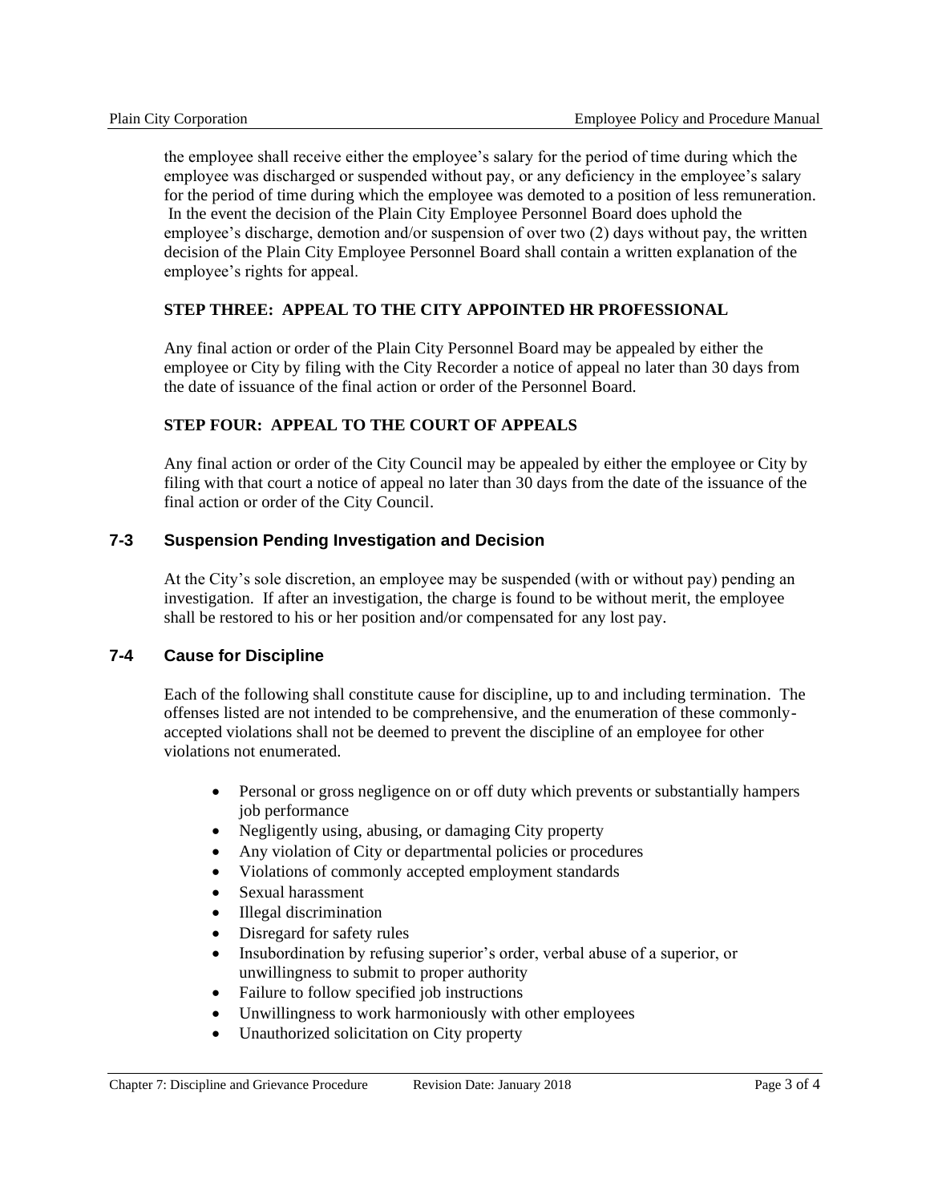the employee shall receive either the employee's salary for the period of time during which the employee was discharged or suspended without pay, or any deficiency in the employee's salary for the period of time during which the employee was demoted to a position of less remuneration. In the event the decision of the Plain City Employee Personnel Board does uphold the employee's discharge, demotion and/or suspension of over two (2) days without pay, the written decision of the Plain City Employee Personnel Board shall contain a written explanation of the employee's rights for appeal.

**STEP THREE: APPEAL TO THE CITY APPOINTED HR PROFESSIONAL**

Any final action or order of the Plain City Personnel Board may be appealed by either the employee or City by filing with the City Recorder a notice of appeal no later than 30 days from the date of issuance of the final action or order of the Personnel Board.

**STEP FOUR: APPEAL TO THE COURT OF APPEALS**

Any final action or order of the City Council may be appealed by either the employee or City by filing with that court a notice of appeal no later than 30 days from the date of the issuance of the final action or order of the City Council.

## 7-3 Suspension Pending Investigation and Decision

At the City's sole discretion, an employee may be suspended (with or without pay) pending an investigation. If after an investigation, the charge is found to be without merit, the employee shall be restored to his or her position and/or compensated for any lost pay.

## 7-4 Cause for Discipline

Each of the following shall constitute cause for discipline, up to and including termination. The offenses listed are not intended to be comprehensive, and the enumeration of these commonly-accepted violations shall not be deemed to prevent the discipline of an employee for other violations not enumerated.

- Personal or gross negligence on or off duty which prevents or substantially hampers job performance
- Negligently using, abusing, or damaging City property
- Any violation of City or departmental policies or procedures
- Violations of commonly accepted employment standards
- Sexual harassment
- Illegal discrimination
- Disregard for safety rules
- Insubordination by refusing superior's order, verbal abuse of a superior, or unwillingness to submit to proper authority
- Failure to follow specified job instructions
- Unwillingness to work harmoniously with other employees
- Unauthorized solicitation on City property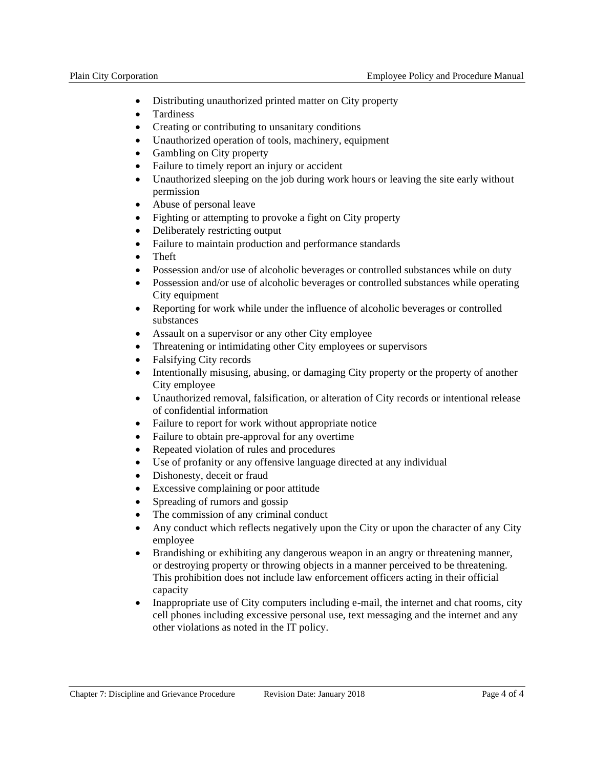- Distributing unauthorized printed matter on City property
- Tardiness
- Creating or contributing to unsanitary conditions
- Unauthorized operation of tools, machinery, equipment
- Gambling on City property
- Failure to timely report an injury or accident
- Unauthorized sleeping on the job during work hours or leaving the site early without permission
- Abuse of personal leave
- Fighting or attempting to provoke a fight on City property
- Deliberately restricting output
- Failure to maintain production and performance standards
- Theft
- Possession and/or use of alcoholic beverages or controlled substances while on duty
- Possession and/or use of alcoholic beverages or controlled substances while operating City equipment
- Reporting for work while under the influence of alcoholic beverages or controlled substances
- Assault on a supervisor or any other City employee
- Threatening or intimidating other City employees or supervisors
- Falsifying City records
- Intentionally misusing, abusing, or damaging City property or the property of another City employee
- Unauthorized removal, falsification, or alteration of City records or intentional release of confidential information
- Failure to report for work without appropriate notice
- Failure to obtain pre-approval for any overtime
- Repeated violation of rules and procedures
- Use of profanity or any offensive language directed at any individual
- Dishonesty, deceit or fraud
- Excessive complaining or poor attitude
- Spreading of rumors and gossip
- The commission of any criminal conduct
- Any conduct which reflects negatively upon the City or upon the character of any City employee
- Brandishing or exhibiting any dangerous weapon in an angry or threatening manner, or destroying property or throwing objects in a manner perceived to be threatening. This prohibition does not include law enforcement officers acting in their official capacity
- Inappropriate use of City computers including e-mail, the internet and chat rooms, city cell phones including excessive personal use, text messaging and the internet and any other violations as noted in the IT policy.